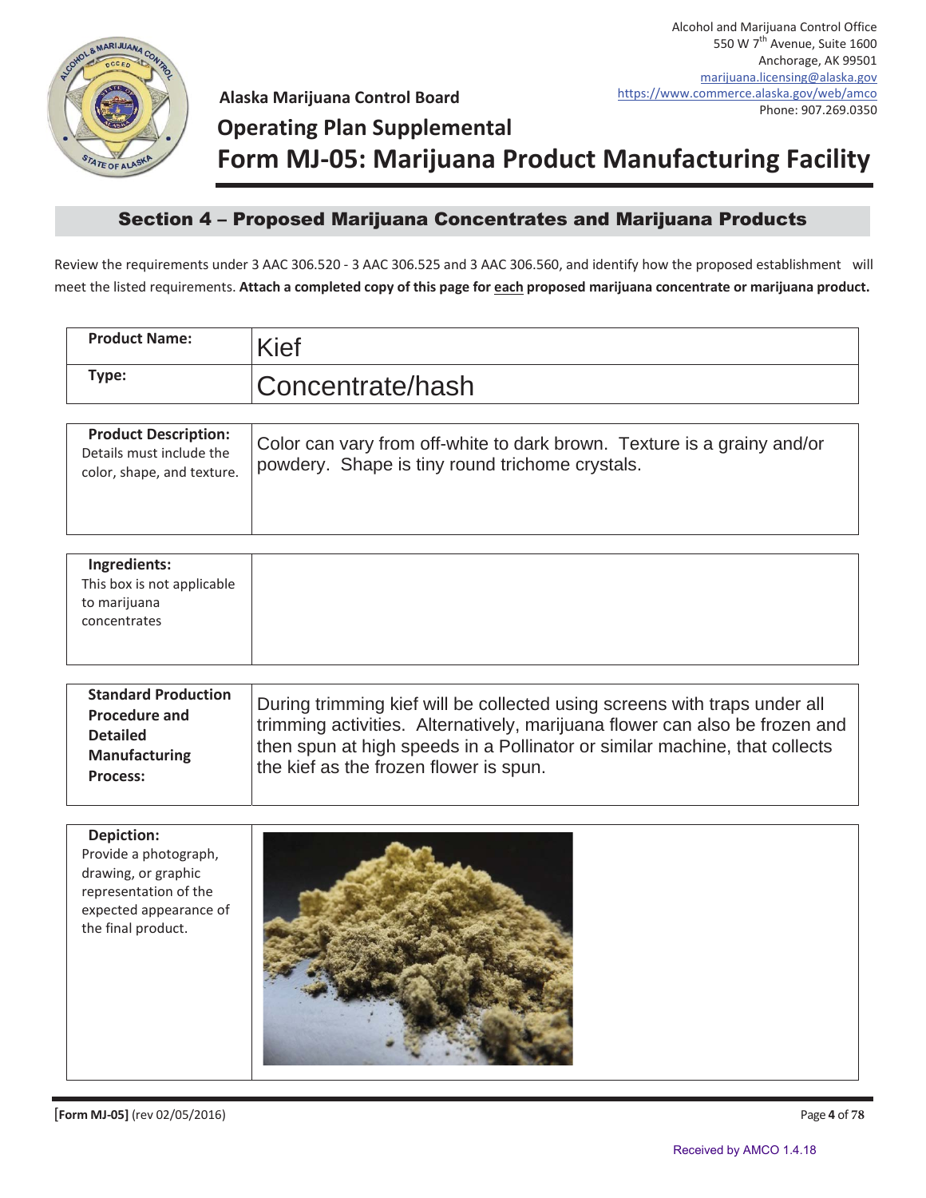Alcohol and Marijuana Control Office
550 W 7th Avenue, Suite 1600
Anchorage, AK 99501
marijuana.licensing@alaska.gov
https://www.commerce.alaska.gov/web/amco
Phone: 907.269.0350

**Alaska Marijuana Control Board**

# Operating Plan Supplemental

# Form MJ-05: Marijuana Product Manufacturing Facility

## Section 4 – Proposed Marijuana Concentrates and Marijuana Products

Review the requirements under 3 AAC 306.520 - 3 AAC 306.525 and 3 AAC 306.560, and identify how the proposed establishment will meet the listed requirements. **Attach a completed copy of this page for each proposed marijuana concentrate or marijuana product.**

| | |
|---|---|
| **Product Name:** | Kief |
| **Type:** | Concentrate/hash |

| | |
|---|---|
| **Product Description:** Details must include the color, shape, and texture. | Color can vary from off-white to dark brown. Texture is a grainy and/or powdery. Shape is tiny round trichome crystals. |

| | |
|---|---|
| **Ingredients:** This box is not applicable to marijuana concentrates | |

| | |
|---|---|
| **Standard Production Procedure and Detailed Manufacturing Process:** | During trimming kief will be collected using screens with traps under all trimming activities. Alternatively, marijuana flower can also be frozen and then spun at high speeds in a Pollinator or similar machine, that collects the kief as the frozen flower is spun. |

| | |
|---|---|
| **Depiction:** Provide a photograph, drawing, or graphic representation of the expected appearance of the final product. | |

**[Form MJ-05]** (rev 02/05/2016)

Received by AMCO 1.4.18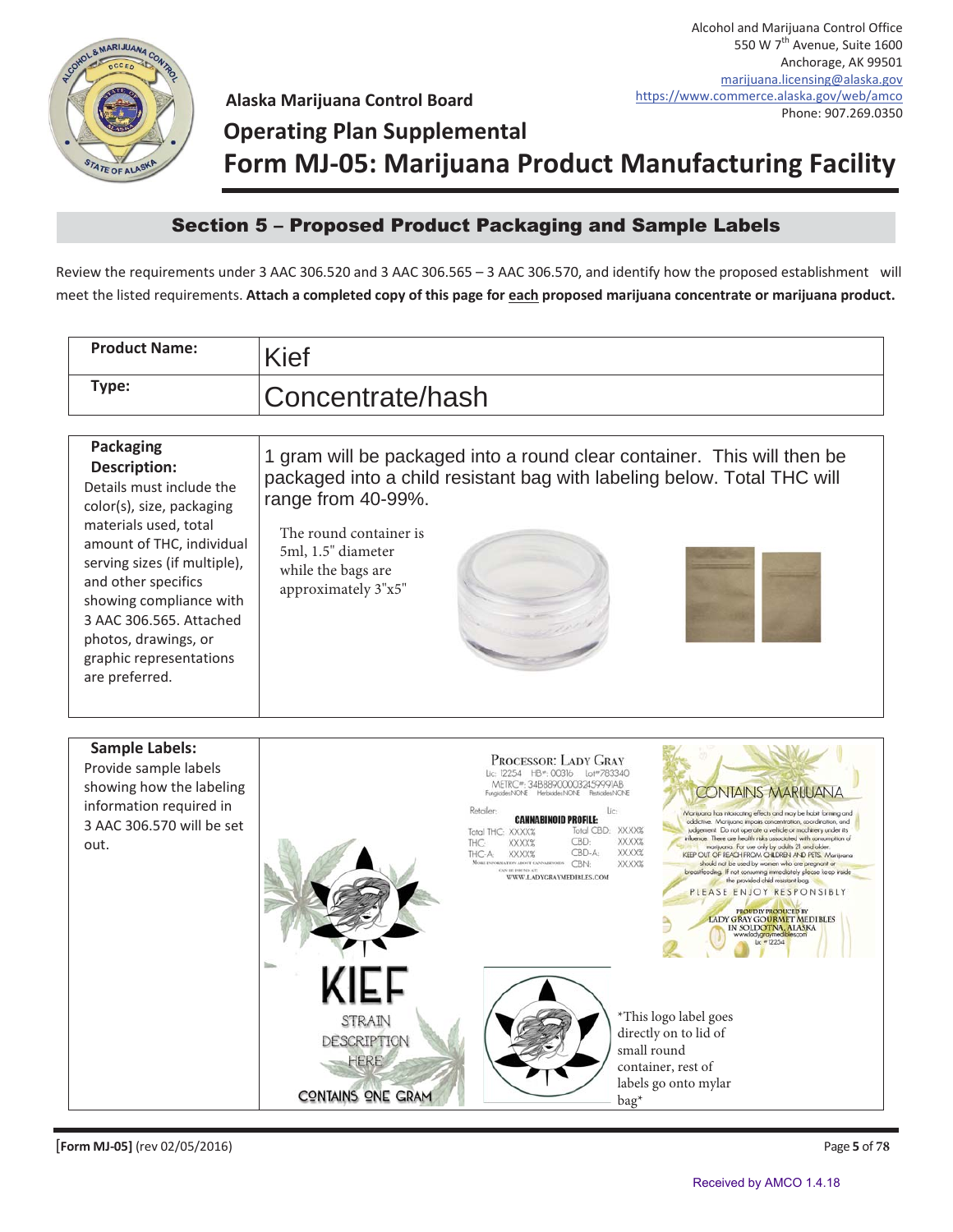Alcohol and Marijuana Control Office
550 W 7th Avenue, Suite 1600
Anchorage, AK 99501
marijuana.licensing@alaska.gov
https://www.commerce.alaska.gov/web/amco
Phone: 907.269.0350

**Alaska Marijuana Control Board**

# Operating Plan Supplemental

# Form MJ-05: Marijuana Product Manufacturing Facility

## Section 5 – Proposed Product Packaging and Sample Labels

Review the requirements under 3 AAC 306.520 and 3 AAC 306.565 – 3 AAC 306.570, and identify how the proposed establishment will meet the listed requirements. **Attach a completed copy of this page for each proposed marijuana concentrate or marijuana product.**

| | |
|---|---|
| **Product Name:** | Kief |
| **Type:** | Concentrate/hash |

| | |
|---|---|
| **Packaging Description:** Details must include the color(s), size, packaging materials used, total amount of THC, individual serving sizes (if multiple), and other specifics showing compliance with 3 AAC 306.565. Attached photos, drawings, or graphic representations are preferred. | 1 gram will be packaged into a round clear container. This will then be packaged into a child resistant bag with labeling below. Total THC will range from 40-99%.<br><br>The round container is 5ml, 1.5" diameter while the bags are approximately 3"x5" |

| | |
|---|---|
| **Sample Labels:** Provide sample labels showing how the labeling information required in 3 AAC 306.570 will be set out. | PROCESSOR: LADY GRAY<br>Lic: 12254 HB#: 00316 Lot#783340<br>METRC#: 34B8890000321459991AB<br>Fungicides:NONE Herbicides:NONE Pesticides:NONE<br>Retailer: Lic:<br>CANNABINOID PROFILE:<br>Total THC: XXXX% Total CBD: XX.XX%<br>THC: XXXX% CBD: XX.XX%<br>THC-A: XXXX% CBD-A: XX.XX%<br>CBN: XX.XX%<br>MORE INFORMATION ABOUT CANNABINOIDS CAN BE FOUND AT: WWW.LADYGRAYMEDIBLES.COM<br><br>CONTAINS MARIJUANA<br>Marijuana has intoxicating effects and may be habit forming and addictive. Marijuana impairs concentration, coordination, and judgement. Do not operate a vehicle or machinery under its influence. There are health risks associated with consumption of marijuana. For use only by adults 21 and older. KEEP OUT OF REACH FROM CHILDREN AND PETS. Marijuana should not be used by women who are pregnant or breastfeeding. If not consuming immediately please keep inside the provided child resistant bag.<br>PLEASE ENJOY RESPONSIBLY<br>PROUDLY PRODUCED BY LADY GRAY GOURMET MEDIBLES IN SOLDOTNA, ALASKA<br>www.ladygraymedibles.com<br>Lic # 12254<br><br>KIEF<br>STRAIN DESCRIPTION HERE<br>CONTAINS ONE GRAM<br><br>*This logo label goes directly on to lid of small round container, rest of labels go onto mylar bag* |

[Form MJ-05] (rev 02/05/2016)

Received by AMCO 1.4.18